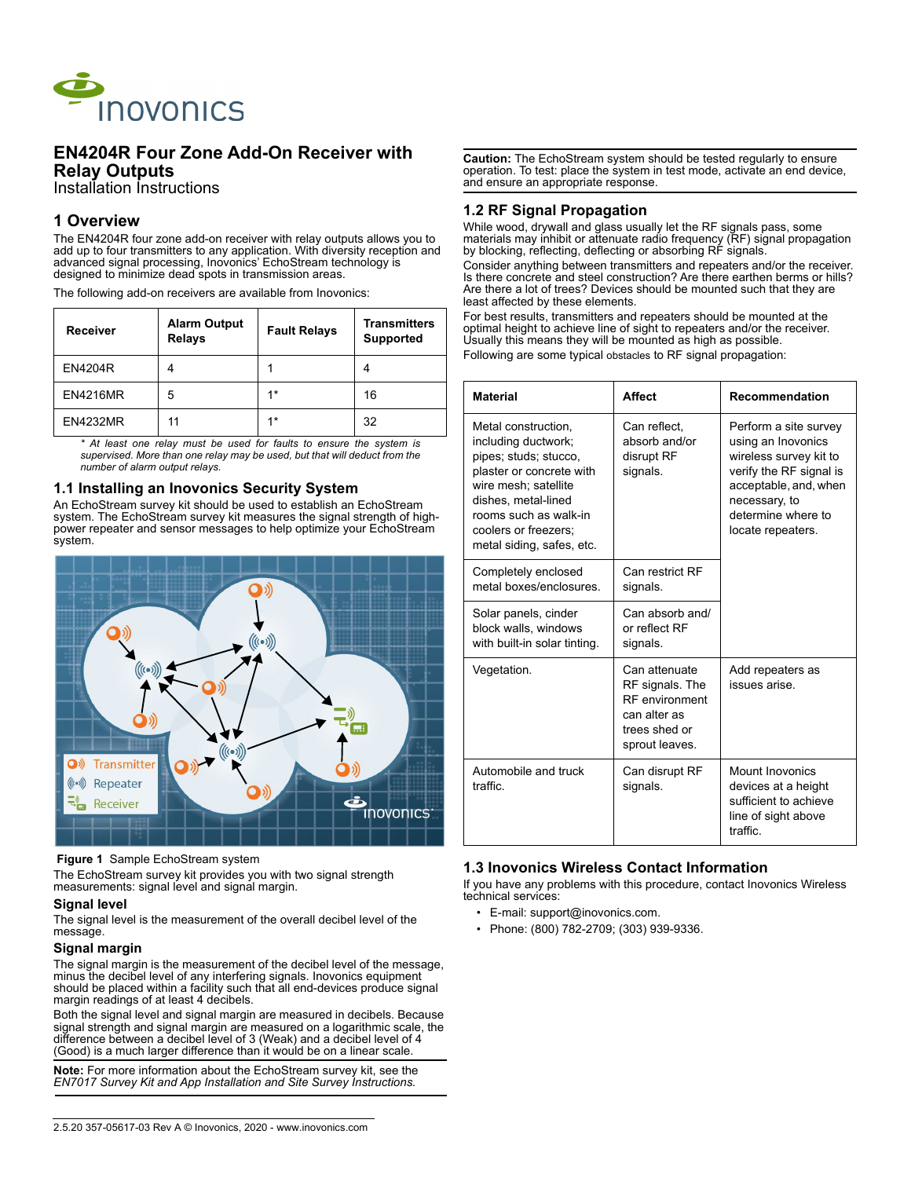# EN4204R Four Zone Add-On Receiver with Relay Outputs

Installation Instructions

## 1 Overview

The EN4204R four zone add-on receiver with relay outputs allows you to add up to four transmitters to any application. With diversity reception and advanced signal processing, Inovonics' EchoStream technology is designed to minimize dead spots in transmission areas.

The following add-on receivers are available from Inovonics:

| Receiver | Alarm Output Relays | Fault Relays | Transmitters Supported |
|---|---|---|---|
| EN4204R | 4 | 1 | 4 |
| EN4216MR | 5 | 1* | 16 |
| EN4232MR | 11 | 1* | 32 |

*\* At least one relay must be used for faults to ensure the system is supervised. More than one relay may be used, but that will deduct from the number of alarm output relays.*

### 1.1 Installing an Inovonics Security System

An EchoStream survey kit should be used to establish an EchoStream system. The EchoStream survey kit measures the signal strength of high-power repeater and sensor messages to help optimize your EchoStream system.

**Figure 1** Sample EchoStream system

The EchoStream survey kit provides you with two signal strength measurements: signal level and signal margin.

#### Signal level

The signal level is the measurement of the overall decibel level of the message.

#### Signal margin

The signal margin is the measurement of the decibel level of the message, minus the decibel level of any interfering signals. Inovonics equipment should be placed within a facility such that all end-devices produce signal margin readings of at least 4 decibels.

Both the signal level and signal margin are measured in decibels. Because signal strength and signal margin are measured on a logarithmic scale, the difference between a decibel level of 3 (Weak) and a decibel level of 4 (Good) is a much larger difference than it would be on a linear scale.

**Note:** For more information about the EchoStream survey kit, see the *EN7017 Survey Kit and App Installation and Site Survey Instructions.*

**Caution:** The EchoStream system should be tested regularly to ensure operation. To test: place the system in test mode, activate an end device, and ensure an appropriate response.

### 1.2 RF Signal Propagation

While wood, drywall and glass usually let the RF signals pass, some materials may inhibit or attenuate radio frequency (RF) signal propagation by blocking, reflecting, deflecting or absorbing RF signals.

Consider anything between transmitters and repeaters and/or the receiver. Is there concrete and steel construction? Are there earthen berms or hills? Are there a lot of trees? Devices should be mounted such that they are least affected by these elements.

For best results, transmitters and repeaters should be mounted at the optimal height to achieve line of sight to repeaters and/or the receiver. Usually this means they will be mounted as high as possible.

Following are some typical obstacles to RF signal propagation:

| Material | Affect | Recommendation |
|---|---|---|
| Metal construction, including ductwork; pipes; studs; stucco, plaster or concrete with wire mesh; satellite dishes, metal-lined rooms such as walk-in coolers or freezers; metal siding, safes, etc. | Can reflect, absorb and/or disrupt RF signals. | Perform a site survey using an Inovonics wireless survey kit to verify the RF signal is acceptable, and, when necessary, to determine where to locate repeaters. |
| Completely enclosed metal boxes/enclosures. | Can restrict RF signals. | |
| Solar panels, cinder block walls, windows with built-in solar tinting. | Can absorb and/ or reflect RF signals. | |
| Vegetation. | Can attenuate RF signals. The RF environment can alter as trees shed or sprout leaves. | Add repeaters as issues arise. |
| Automobile and truck traffic. | Can disrupt RF signals. | Mount Inovonics devices at a height sufficient to achieve line of sight above traffic. |

### 1.3 Inovonics Wireless Contact Information

If you have any problems with this procedure, contact Inovonics Wireless technical services:

- E-mail: support@inovonics.com.
- Phone: (800) 782-2709; (303) 939-9336.

2.5.20 357-05617-03 Rev A © Inovonics, 2020 - www.inovonics.com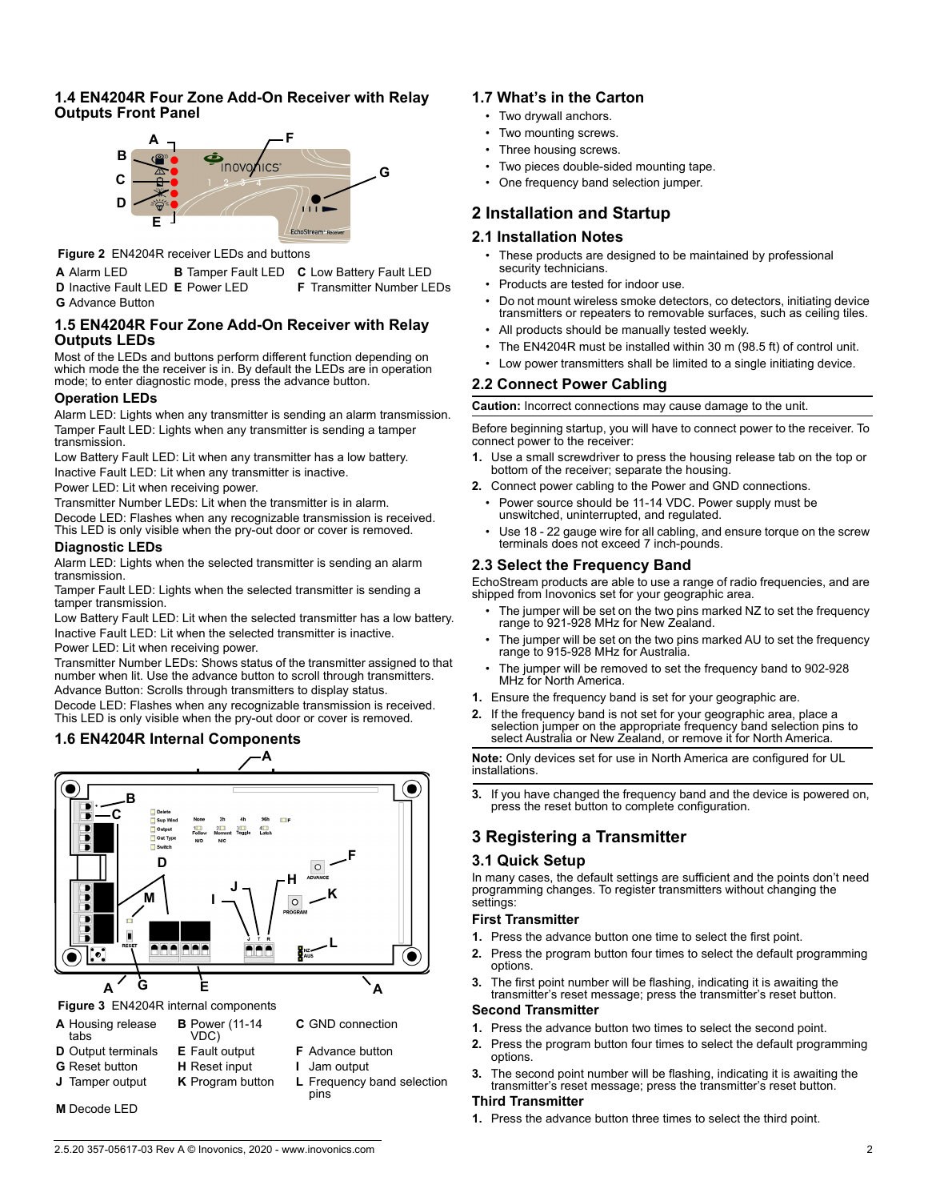## 1.4 EN4204R Four Zone Add-On Receiver with Relay Outputs Front Panel

Figure 2 EN4204R receiver LEDs and buttons

| | | |
|---|---|---|
| **A** Alarm LED | **B** Tamper Fault LED | **C** Low Battery Fault LED |
| **D** Inactive Fault LED | **E** Power LED | **F** Transmitter Number LEDs |
| **G** Advance Button | | |

## 1.5 EN4204R Four Zone Add-On Receiver with Relay Outputs LEDs

Most of the LEDs and buttons perform different function depending on which mode the the receiver is in. By default the LEDs are in operation mode; to enter diagnostic mode, press the advance button.

### Operation LEDs

Alarm LED: Lights when any transmitter is sending an alarm transmission.

Tamper Fault LED: Lights when any transmitter is sending a tamper transmission.

Low Battery Fault LED: Lit when any transmitter has a low battery.

Inactive Fault LED: Lit when any transmitter is inactive.

Power LED: Lit when receiving power.

Transmitter Number LEDs: Lit when the transmitter is in alarm.

Decode LED: Flashes when any recognizable transmission is received. This LED is only visible when the pry-out door or cover is removed.

### Diagnostic LEDs

Alarm LED: Lights when the selected transmitter is sending an alarm transmission.

Tamper Fault LED: Lights when the selected transmitter is sending a tamper transmission.

Low Battery Fault LED: Lit when the selected transmitter has a low battery.

Inactive Fault LED: Lit when the selected transmitter is inactive.

Power LED: Lit when receiving power.

Transmitter Number LEDs: Shows status of the transmitter assigned to that number when lit. Use the advance button to scroll through transmitters.

Advance Button: Scrolls through transmitters to display status.

Decode LED: Flashes when any recognizable transmission is received. This LED is only visible when the pry-out door or cover is removed.

## 1.6 EN4204R Internal Components

Figure 3 EN4204R internal components

| | | |
|---|---|---|
| **A** Housing release tabs | **B** Power (11-14 VDC) | **C** GND connection |
| **D** Output terminals | **E** Fault output | **F** Advance button |
| **G** Reset button | **H** Reset input | **I** Jam output |
| **J** Tamper output | **K** Program button | **L** Frequency band selection pins |
| **M** Decode LED | | |

## 1.7 What's in the Carton

- Two drywall anchors.
- Two mounting screws.
- Three housing screws.
- Two pieces double-sided mounting tape.
- One frequency band selection jumper.

# 2 Installation and Startup

## 2.1 Installation Notes

- These products are designed to be maintained by professional security technicians.
- Products are tested for indoor use.
- Do not mount wireless smoke detectors, co detectors, initiating device transmitters or repeaters to removable surfaces, such as ceiling tiles.
- All products should be manually tested weekly.
- The EN4204R must be installed within 30 m (98.5 ft) of control unit.
- Low power transmitters shall be limited to a single initiating device.

## 2.2 Connect Power Cabling

**Caution:** Incorrect connections may cause damage to the unit.

Before beginning startup, you will have to connect power to the receiver. To connect power to the receiver:

1. Use a small screwdriver to press the housing release tab on the top or bottom of the receiver; separate the housing.
2. Connect power cabling to the Power and GND connections.
   - Power source should be 11-14 VDC. Power supply must be unswitched, uninterrupted, and regulated.
   - Use 18 - 22 gauge wire for all cabling, and ensure torque on the screw terminals does not exceed 7 inch-pounds.

## 2.3 Select the Frequency Band

EchoStream products are able to use a range of radio frequencies, and are shipped from Inovonics set for your geographic area.

- The jumper will be set on the two pins marked NZ to set the frequency range to 921-928 MHz for New Zealand.
- The jumper will be set on the two pins marked AU to set the frequency range to 915-928 MHz for Australia.
- The jumper will be removed to set the frequency band to 902-928 MHz for North America.

1. Ensure the frequency band is set for your geographic are.
2. If the frequency band is not set for your geographic area, place a selection jumper on the appropriate frequency band selection pins to select Australia or New Zealand, or remove it for North America.

**Note:** Only devices set for use in North America are configured for UL installations.

3. If you have changed the frequency band and the device is powered on, press the reset button to complete configuration.

# 3 Registering a Transmitter

## 3.1 Quick Setup

In many cases, the default settings are sufficient and the points don't need programming changes. To register transmitters without changing the settings:

### First Transmitter

1. Press the advance button one time to select the first point.
2. Press the program button four times to select the default programming options.
3. The first point number will be flashing, indicating it is awaiting the transmitter's reset message; press the transmitter's reset button.

### Second Transmitter

1. Press the advance button two times to select the second point.
2. Press the program button four times to select the default programming options.
3. The second point number will be flashing, indicating it is awaiting the transmitter's reset message; press the transmitter's reset button.

### Third Transmitter

1. Press the advance button three times to select the third point.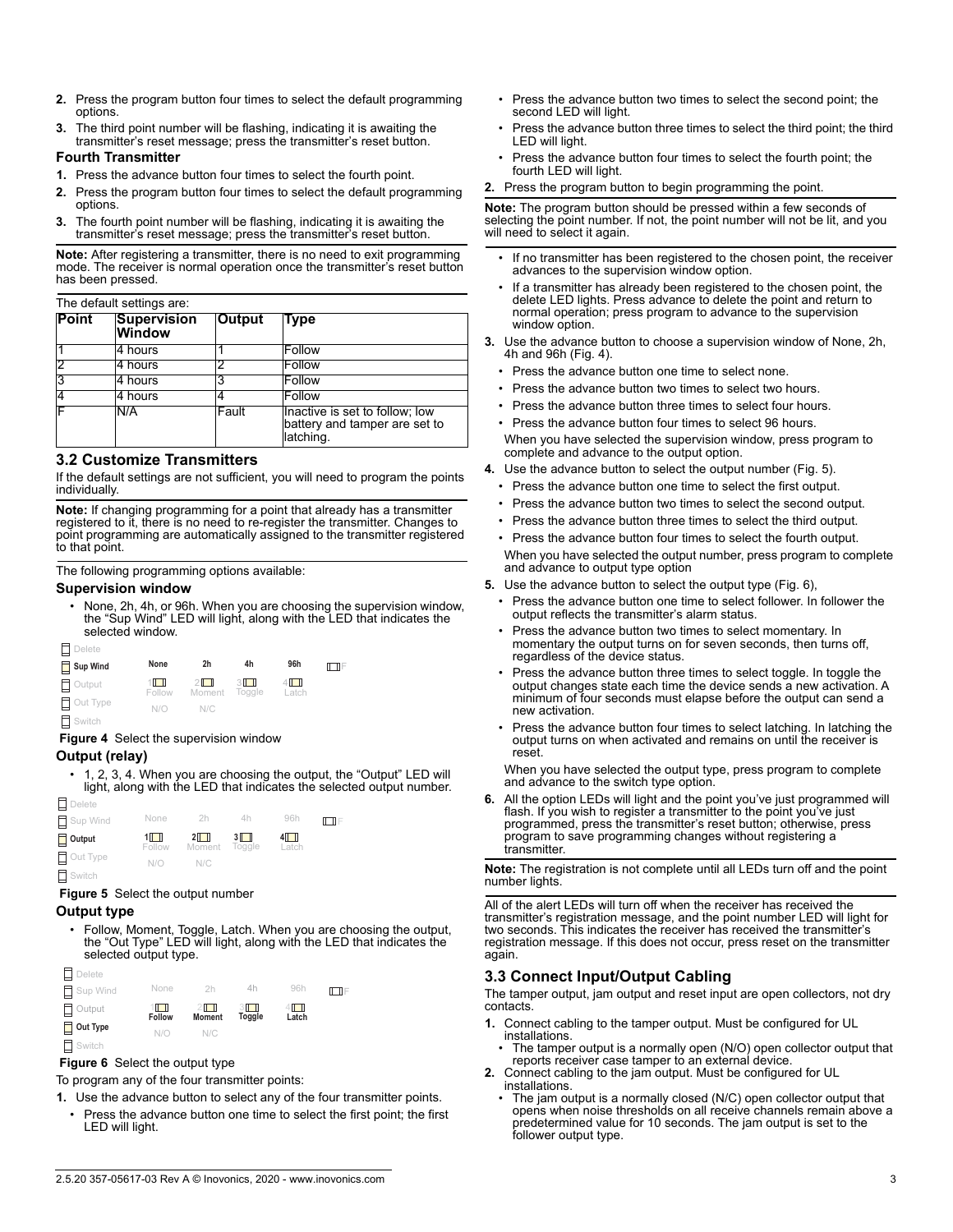2. Press the program button four times to select the default programming options.
3. The third point number will be flashing, indicating it is awaiting the transmitter's reset message; press the transmitter's reset button.

### Fourth Transmitter

1. Press the advance button four times to select the fourth point.
2. Press the program button four times to select the default programming options.
3. The fourth point number will be flashing, indicating it is awaiting the transmitter's reset message; press the transmitter's reset button.

**Note:** After registering a transmitter, there is no need to exit programming mode. The receiver is normal operation once the transmitter's reset button has been pressed.

The default settings are:

| Point | Supervision Window | Output | Type |
|---|---|---|---|
| 1 | 4 hours | 1 | Follow |
| 2 | 4 hours | 2 | Follow |
| 3 | 4 hours | 3 | Follow |
| 4 | 4 hours | 4 | Follow |
| F | N/A | Fault | Inactive is set to follow; low battery and tamper are set to latching. |

## 3.2 Customize Transmitters

If the default settings are not sufficient, you will need to program the points individually.

**Note:** If changing programming for a point that already has a transmitter registered to it, there is no need to re-register the transmitter. Changes to point programming are automatically assigned to the transmitter registered to that point.

The following programming options available:

### Supervision window

- None, 2h, 4h, or 96h. When you are choosing the supervision window, the "Sup Wind" LED will light, along with the LED that indicates the selected window.

| | | | | | |
|---|---|---|---|---|---|
| Delete | | | | | |
| **Sup Wind** | **None** | **2h** | **4h** | **96h** | F |
| Output | 1 Follow | 2 Moment | 3 Toggle | 4 Latch | |
| Out Type | N/O | N/C | | | |
| Switch | | | | | |

**Figure 4** Select the supervision window

### Output (relay)

- 1, 2, 3, 4. When you are choosing the output, the "Output" LED will light, along with the LED that indicates the selected output number.

| | | | | | |
|---|---|---|---|---|---|
| Delete | | | | | |
| Sup Wind | None | 2h | 4h | 96h | F |
| **Output** | **1** Follow | **2** Moment | **3** Toggle | **4** Latch | |
| Out Type | N/O | N/C | | | |
| Switch | | | | | |

**Figure 5** Select the output number

### Output type

- Follow, Moment, Toggle, Latch. When you are choosing the output, the "Out Type" LED will light, along with the LED that indicates the selected output type.

| | | | | | |
|---|---|---|---|---|---|
| Delete | | | | | |
| Sup Wind | None | 2h | 4h | 96h | F |
| Output | 1 **Follow** | 2 **Moment** | 3 **Toggle** | 4 **Latch** | |
| **Out Type** | N/O | N/C | | | |
| Switch | | | | | |

**Figure 6** Select the output type

To program any of the four transmitter points:

1. Use the advance button to select any of the four transmitter points.
   - Press the advance button one time to select the first point; the first LED will light.
   - Press the advance button two times to select the second point; the second LED will light.
   - Press the advance button three times to select the third point; the third LED will light.
   - Press the advance button four times to select the fourth point; the fourth LED will light.
2. Press the program button to begin programming the point.

**Note:** The program button should be pressed within a few seconds of selecting the point number. If not, the point number will not be lit, and you will need to select it again.

- If no transmitter has been registered to the chosen point, the receiver advances to the supervision window option.
- If a transmitter has already been registered to the chosen point, the delete LED lights. Press advance to delete the point and return to normal operation; press program to advance to the supervision window option.

3. Use the advance button to choose a supervision window of None, 2h, 4h and 96h (Fig. 4).
   - Press the advance button one time to select none.
   - Press the advance button two times to select two hours.
   - Press the advance button three times to select four hours.
   - Press the advance button four times to select 96 hours.

   When you have selected the supervision window, press program to complete and advance to the output option.
4. Use the advance button to select the output number (Fig. 5).
   - Press the advance button one time to select the first output.
   - Press the advance button two times to select the second output.
   - Press the advance button three times to select the third output.
   - Press the advance button four times to select the fourth output.

   When you have selected the output number, press program to complete and advance to output type option
5. Use the advance button to select the output type (Fig. 6),
   - Press the advance button one time to select follower. In follower the output reflects the transmitter's alarm status.
   - Press the advance button two times to select momentary. In momentary the output turns on for seven seconds, then turns off, regardless of the device status.
   - Press the advance button three times to select toggle. In toggle the output changes state each time the device sends a new activation. A minimum of four seconds must elapse before the output can send a new activation.
   - Press the advance button four times to select latching. In latching the output turns on when activated and remains on until the receiver is reset.

   When you have selected the output type, press program to complete and advance to the switch type option.
6. All the option LEDs will light and the point you've just programmed will flash. If you wish to register a transmitter to the point you've just programmed, press the transmitter's reset button; otherwise, press program to save programming changes without registering a transmitter.

**Note:** The registration is not complete until all LEDs turn off and the point number lights.

All of the alert LEDs will turn off when the receiver has received the transmitter's registration message, and the point number LED will light for two seconds. This indicates the receiver has received the transmitter's registration message. If this does not occur, press reset on the transmitter again.

## 3.3 Connect Input/Output Cabling

The tamper output, jam output and reset input are open collectors, not dry contacts.

1. Connect cabling to the tamper output. Must be configured for UL installations.
   - The tamper output is a normally open (N/O) open collector output that reports receiver case tamper to an external device.
2. Connect cabling to the jam output. Must be configured for UL installations.
   - The jam output is a normally closed (N/C) open collector output that opens when noise thresholds on all receive channels remain above a predetermined value for 10 seconds. The jam output is set to the follower output type.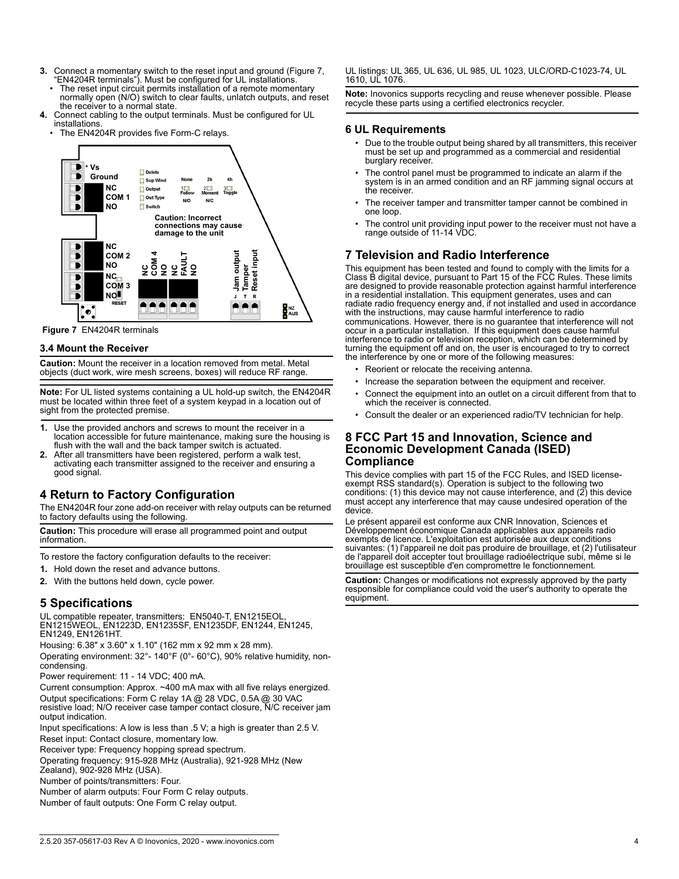3. Connect a momentary switch to the reset input and ground (Figure 7, "EN4204R terminals"). Must be configured for UL installations.
   - The reset input circuit permits installation of a remote momentary normally open (N/O) switch to clear faults, unlatch outputs, and reset the receiver to a normal state.
4. Connect cabling to the output terminals. Must be configured for UL installations.
   - The EN4204R provides five Form-C relays.

**Figure 7** EN4204R terminals

### 3.4 Mount the Receiver

**Caution:** Mount the receiver in a location removed from metal. Metal objects (duct work, wire mesh screens, boxes) will reduce RF range.

**Note:** For UL listed systems containing a UL hold-up switch, the EN4204R must be located within three feet of a system keypad in a location out of sight from the protected premise.

1. Use the provided anchors and screws to mount the receiver in a location accessible for future maintenance, making sure the housing is flush with the wall and the back tamper switch is actuated.
2. After all transmitters have been registered, perform a walk test, activating each transmitter assigned to the receiver and ensuring a good signal.

## 4 Return to Factory Configuration

The EN4204R four zone add-on receiver with relay outputs can be returned to factory defaults using the following.

**Caution:** This procedure will erase all programmed point and output information.

To restore the factory configuration defaults to the receiver:

1. Hold down the reset and advance buttons.
2. With the buttons held down, cycle power.

## 5 Specifications

UL compatible repeater, transmitters: EN5040-T, EN1215EOL, EN1215WEOL, EN1223D, EN1235SF, EN1235DF, EN1244, EN1245, EN1249, EN1261HT.

Housing: 6.38" x 3.60" x 1.10" (162 mm x 92 mm x 28 mm).

Operating environment: 32°- 140°F (0°- 60°C), 90% relative humidity, non-condensing.

Power requirement: 11 - 14 VDC; 400 mA.

Current consumption: Approx. ~400 mA max with all five relays energized.

Output specifications: Form C relay 1A @ 28 VDC, 0.5A @ 30 VAC resistive load; N/O receiver case tamper contact closure, N/C receiver jam output indication.

Input specifications: A low is less than .5 V; a high is greater than 2.5 V.

Reset input: Contact closure, momentary low.

Receiver type: Frequency hopping spread spectrum.

Operating frequency: 915-928 MHz (Australia), 921-928 MHz (New Zealand), 902-928 MHz (USA).

Number of points/transmitters: Four.

Number of alarm outputs: Four Form C relay outputs.

Number of fault outputs: One Form C relay output.

UL listings: UL 365, UL 636, UL 985, UL 1023, ULC/ORD-C1023-74, UL 1610, UL 1076.

**Note:** Inovonics supports recycling and reuse whenever possible. Please recycle these parts using a certified electronics recycler.

## 6 UL Requirements

- Due to the trouble output being shared by all transmitters, this receiver must be set up and programmed as a commercial and residential burglary receiver.
- The control panel must be programmed to indicate an alarm if the system is in an armed condition and an RF jamming signal occurs at the receiver.
- The receiver tamper and transmitter tamper cannot be combined in one loop.
- The control unit providing input power to the receiver must not have a range outside of 11-14 VDC.

## 7 Television and Radio Interference

This equipment has been tested and found to comply with the limits for a Class B digital device, pursuant to Part 15 of the FCC Rules. These limits are designed to provide reasonable protection against harmful interference in a residential installation. This equipment generates, uses and can radiate radio frequency energy and, if not installed and used in accordance with the instructions, may cause harmful interference to radio communications. However, there is no guarantee that interference will not occur in a particular installation. If this equipment does cause harmful interference to radio or television reception, which can be determined by turning the equipment off and on, the user is encouraged to try to correct the interference by one or more of the following measures:

- Reorient or relocate the receiving antenna.
- Increase the separation between the equipment and receiver.
- Connect the equipment into an outlet on a circuit different from that to which the receiver is connected.
- Consult the dealer or an experienced radio/TV technician for help.

## 8 FCC Part 15 and Innovation, Science and Economic Development Canada (ISED) Compliance

This device complies with part 15 of the FCC Rules, and ISED license-exempt RSS standard(s). Operation is subject to the following two conditions: (1) this device may not cause interference, and (2) this device must accept any interference that may cause undesired operation of the device.

Le présent appareil est conforme aux CNR Innovation, Sciences et Développement économique Canada applicables aux appareils radio exempts de licence. L'exploitation est autorisée aux deux conditions suivantes: (1) l'appareil ne doit pas produire de brouillage, et (2) l'utilisateur de l'appareil doit accepter tout brouillage radioélectrique subi, même si le brouillage est susceptible d'en compromettre le fonctionnement.

**Caution:** Changes or modifications not expressly approved by the party responsible for compliance could void the user's authority to operate the equipment.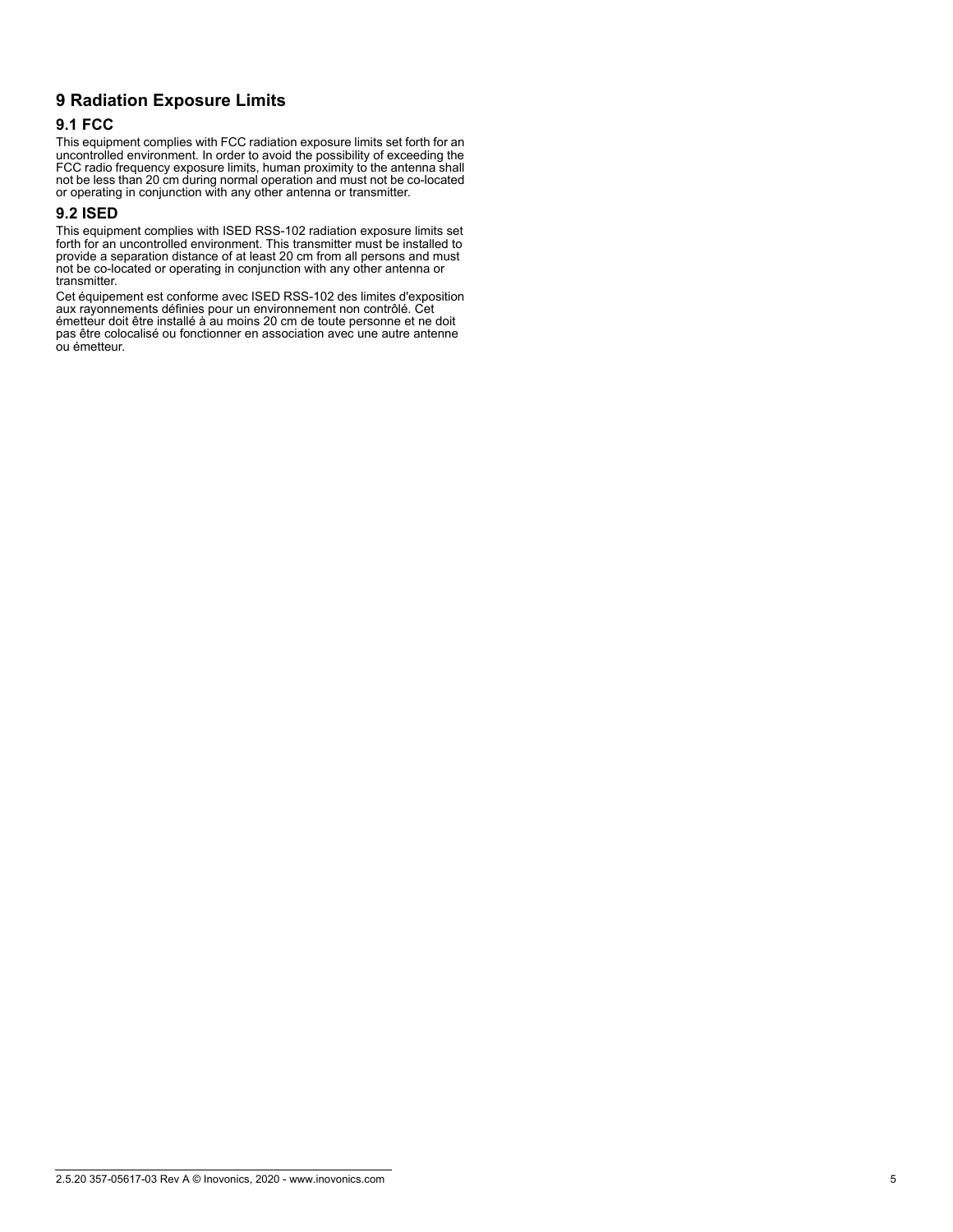## 9 Radiation Exposure Limits

### 9.1 FCC

This equipment complies with FCC radiation exposure limits set forth for an uncontrolled environment. In order to avoid the possibility of exceeding the FCC radio frequency exposure limits, human proximity to the antenna shall not be less than 20 cm during normal operation and must not be co-located or operating in conjunction with any other antenna or transmitter.

### 9.2 ISED

This equipment complies with ISED RSS-102 radiation exposure limits set forth for an uncontrolled environment. This transmitter must be installed to provide a separation distance of at least 20 cm from all persons and must not be co-located or operating in conjunction with any other antenna or transmitter.

Cet équipement est conforme avec ISED RSS-102 des limites d'exposition aux rayonnements définies pour un environnement non contrôlé. Cet émetteur doit être installé à au moins 20 cm de toute personne et ne doit pas être colocalisé ou fonctionner en association avec une autre antenne ou émetteur.